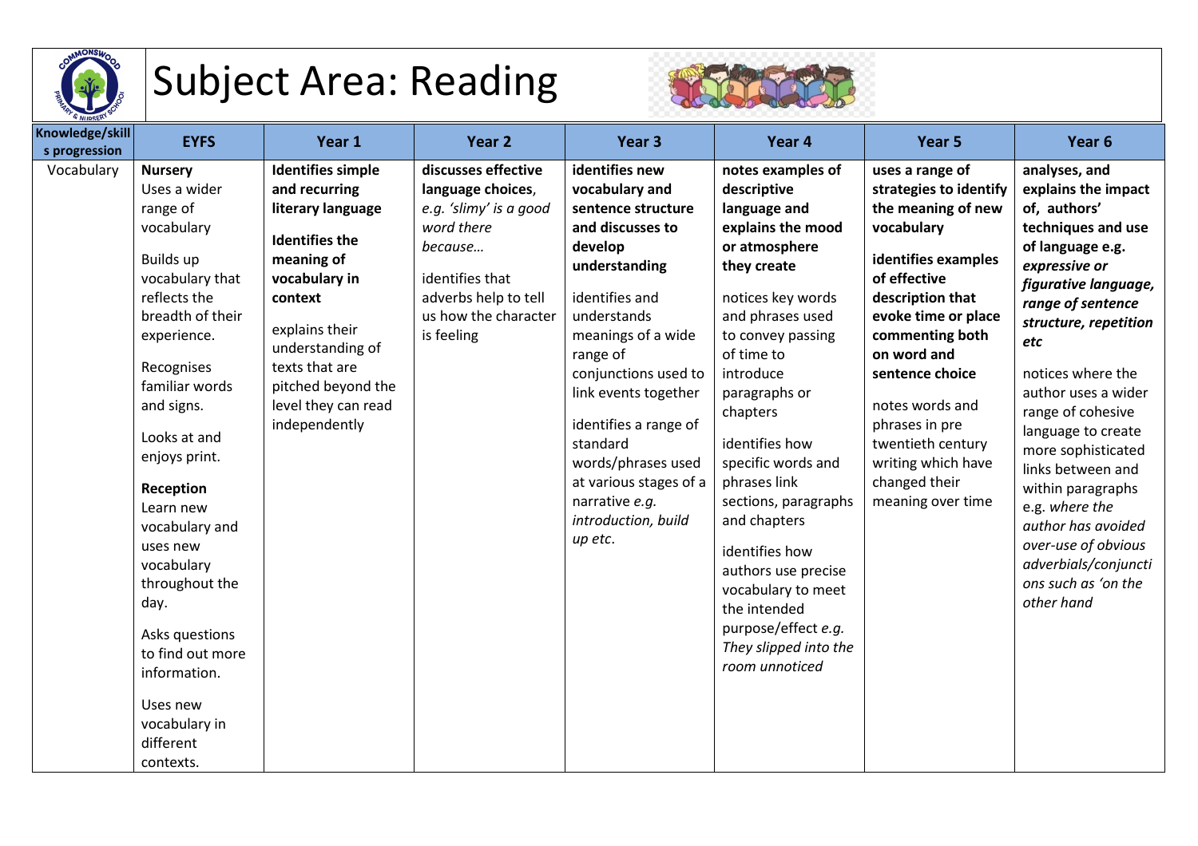# Subject Area: Reading

| Knowledge/skills progression | EYFS | Year 1 | Year 2 | Year 3 | Year 4 | Year 5 | Year 6 |
|---|---|---|---|---|---|---|---|
| Vocabulary | **Nursery**<br>Uses a wider range of vocabulary<br><br>Builds up vocabulary that reflects the breadth of their experience.<br><br>Recognises familiar words and signs.<br><br>Looks at and enjoys print.<br><br>**Reception**<br>Learn new vocabulary and uses new vocabulary throughout the day.<br><br>Asks questions to find out more information.<br><br>Uses new vocabulary in different contexts. | **Identifies simple and recurring literary language**<br><br>**Identifies the meaning of vocabulary in context**<br><br>explains their understanding of texts that are pitched beyond the level they can read independently | **discusses effective language choices**, *e.g. 'slimy' is a good word there because…*<br><br>identifies that adverbs help to tell us how the character is feeling | **identifies new vocabulary and sentence structure and discusses to develop understanding**<br><br>identifies and understands meanings of a wide range of conjunctions used to link events together<br><br>identifies a range of standard words/phrases used at various stages of a narrative *e.g. introduction, build up etc*. | **notes examples of descriptive language and explains the mood or atmosphere they create**<br><br>notices key words and phrases used to convey passing of time to introduce paragraphs or chapters<br><br>identifies how specific words and phrases link sections, paragraphs and chapters<br><br>identifies how authors use precise vocabulary to meet the intended purpose/effect *e.g. They slipped into the room unnoticed* | **uses a range of strategies to identify the meaning of new vocabulary**<br><br>**identifies examples of effective description that evoke time or place commenting both on word and sentence choice**<br><br>notes words and phrases in pre twentieth century writing which have changed their meaning over time | **analyses, and explains the impact of, authors' techniques and use of language e.g. *expressive or figurative language, range of sentence structure, repetition etc***<br><br>notices where the author uses a wider range of cohesive language to create more sophisticated links between and within paragraphs e.g. *where the author has avoided over-use of obvious adverbials/conjunctions such as 'on the other hand* |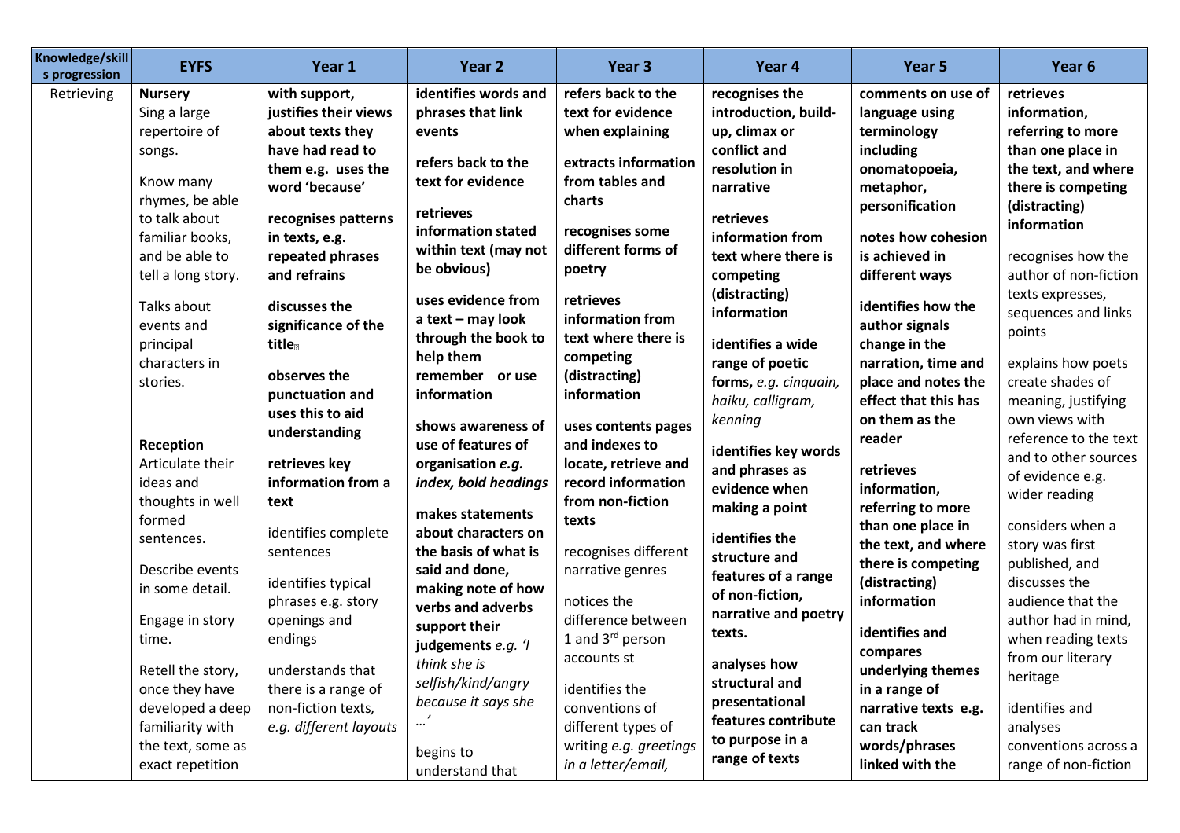| Knowledge/skills progression | EYFS | Year 1 | Year 2 | Year 3 | Year 4 | Year 5 | Year 6 |
|---|---|---|---|---|---|---|---|
| Retrieving | **Nursery**<br>Sing a large repertoire of songs.<br><br>Know many rhymes, be able to talk about familiar books, and be able to tell a long story.<br><br>Talks about events and principal characters in stories.<br><br>**Reception**<br>Articulate their ideas and thoughts in well formed sentences.<br><br>Describe events in some detail.<br><br>Engage in story time.<br><br>Retell the story, once they have developed a deep familiarity with the text, some as exact repetition | **with support, justifies their views about texts they have had read to them e.g. uses the word 'because'**<br><br>**recognises patterns in texts, e.g. repeated phrases and refrains**<br><br>**discusses the significance of the title**<br><br>**observes the punctuation and uses this to aid understanding**<br><br>**retrieves key information from a text**<br><br>identifies complete sentences<br><br>identifies typical phrases e.g. story openings and endings<br><br>understands that there is a range of non-fiction texts, *e.g. different layouts* | **identifies words and phrases that link events**<br><br>**refers back to the text for evidence**<br><br>**retrieves information stated within text (may not be obvious)**<br><br>**uses evidence from a text – may look through the book to help them remember or use information**<br><br>**shows awareness of use of features of organisation *e.g. index, bold headings***<br><br>**makes statements about characters on the basis of what is said and done, making note of how verbs and adverbs support their judgements** *e.g. 'I think she is selfish/kind/angry because it says she …'*<br><br>begins to understand that | **refers back to the text for evidence when explaining**<br><br>**extracts information from tables and charts**<br><br>**recognises some different forms of poetry**<br><br>**retrieves information from text where there is competing (distracting) information**<br><br>**uses contents pages and indexes to locate, retrieve and record information from non-fiction texts**<br><br>recognises different narrative genres<br><br>notices the difference between 1 and 3rd person accounts st<br><br>identifies the conventions of different types of writing *e.g. greetings in a letter/email,* | **recognises the introduction, build-up, climax or conflict and resolution in narrative**<br><br>**retrieves information from text where there is competing (distracting) information**<br><br>**identifies a wide range of poetic forms,** *e.g. cinquain, haiku, calligram, kenning*<br><br>**identifies key words and phrases as evidence when making a point**<br><br>**identifies the structure and features of a range of non-fiction, narrative and poetry texts.**<br><br>**analyses how structural and presentational features contribute to purpose in a range of texts** | **comments on use of language using terminology including onomatopoeia, metaphor, personification**<br><br>**notes how cohesion is achieved in different ways**<br><br>**identifies how the author signals change in the narration, time and place and notes the effect that this has on them as the reader**<br><br>**retrieves information, referring to more than one place in the text, and where there is competing (distracting) information**<br><br>**identifies and compares underlying themes in a range of narrative texts e.g. can track words/phrases linked with the** | **retrieves information, referring to more than one place in the text, and where there is competing (distracting) information**<br><br>recognises how the author of non-fiction texts expresses, sequences and links points<br><br>explains how poets create shades of meaning, justifying own views with reference to the text and to other sources of evidence e.g. wider reading<br><br>considers when a story was first published, and discusses the audience that the author had in mind, when reading texts from our literary heritage<br><br>identifies and analyses conventions across a range of non-fiction |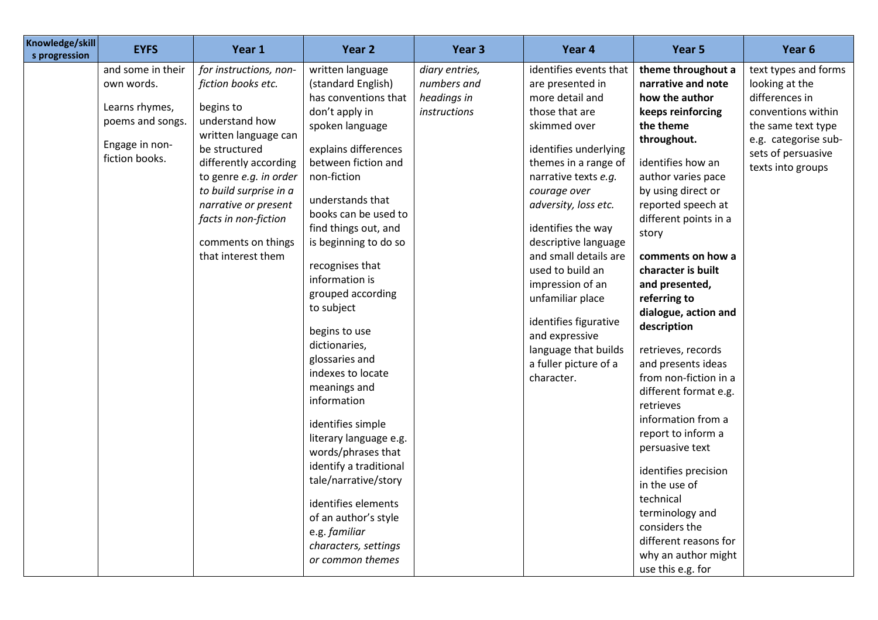| Knowledge/skills progression | EYFS | Year 1 | Year 2 | Year 3 | Year 4 | Year 5 | Year 6 |
|---|---|---|---|---|---|---|---|
| | and some in their own words.<br><br>Learns rhymes, poems and songs.<br><br>Engage in non-fiction books. | *for instructions, non-fiction books etc.*<br><br>begins to understand how written language can be structured differently according to genre *e.g. in order to build surprise in a narrative or present facts in non-fiction*<br><br>comments on things that interest them | written language (standard English) has conventions that don't apply in spoken language<br><br>explains differences between fiction and non-fiction<br><br>understands that books can be used to find things out, and is beginning to do so<br><br>recognises that information is grouped according to subject<br><br>begins to use dictionaries, glossaries and indexes to locate meanings and information<br><br>identifies simple literary language e.g. words/phrases that identify a traditional tale/narrative/story<br><br>identifies elements of an author's style e.g. *familiar characters, settings or common themes* | *diary entries, numbers and headings in instructions* | identifies events that are presented in more detail and those that are skimmed over<br><br>identifies underlying themes in a range of narrative texts *e.g. courage over adversity, loss etc.*<br><br>identifies the way descriptive language and small details are used to build an impression of an unfamiliar place<br><br>identifies figurative and expressive language that builds a fuller picture of a character. | **theme throughout a narrative and note how the author keeps reinforcing the theme throughout.**<br><br>identifies how an author varies pace by using direct or reported speech at different points in a story<br><br>**comments on how a character is built and presented, referring to dialogue, action and description**<br><br>retrieves, records and presents ideas from non-fiction in a different format e.g. retrieves information from a report to inform a persuasive text<br><br>identifies precision in the use of technical terminology and considers the different reasons for why an author might use this e.g. for | text types and forms looking at the differences in conventions within the same text type e.g. categorise sub-sets of persuasive texts into groups |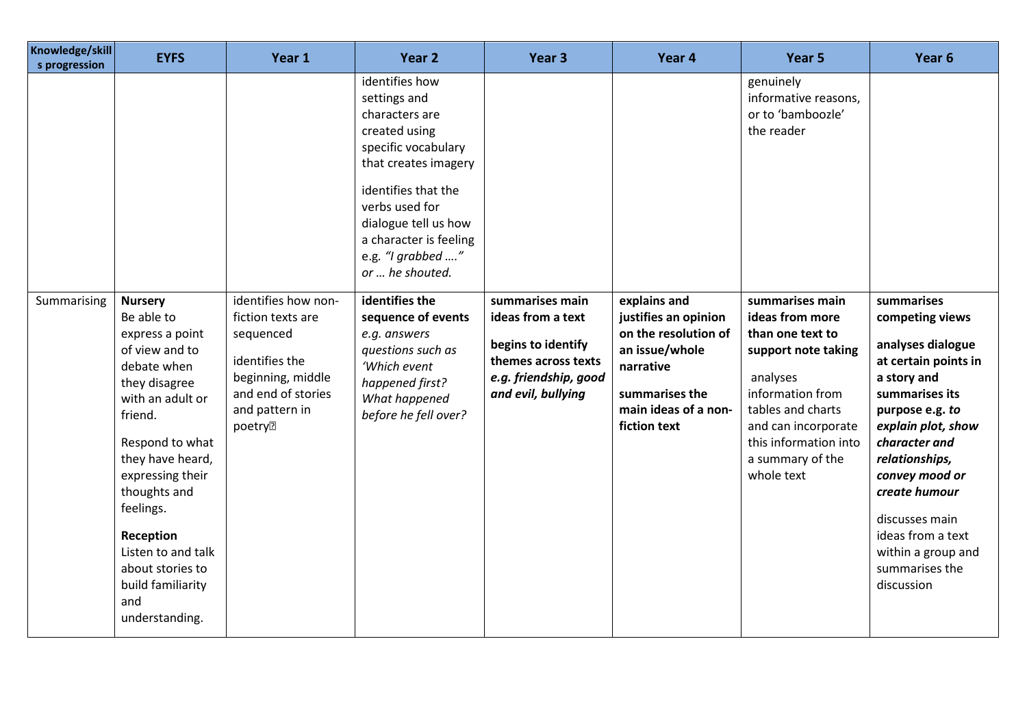| Knowledge/skills progression | EYFS | Year 1 | Year 2 | Year 3 | Year 4 | Year 5 | Year 6 |
|---|---|---|---|---|---|---|---|
| | | | identifies how settings and characters are created using specific vocabulary that creates imagery<br><br>identifies that the verbs used for dialogue tell us how a character is feeling e.g. *"I grabbed …." or … he shouted.* | | | genuinely informative reasons, or to 'bamboozle' the reader | |
| Summarising | **Nursery**<br>Be able to express a point of view and to debate when they disagree with an adult or friend.<br><br>Respond to what they have heard, expressing their thoughts and feelings.<br><br>**Reception**<br>Listen to and talk about stories to build familiarity and understanding. | identifies how non-fiction texts are sequenced<br><br>identifies the beginning, middle and end of stories and pattern in poetry | **identifies the sequence of events** *e.g. answers questions such as 'Which event happened first? What happened before he fell over?* | **summarises main ideas from a text**<br><br>**begins to identify themes across texts *e.g. friendship, good and evil, bullying*** | **explains and justifies an opinion on the resolution of an issue/whole narrative**<br><br>**summarises the main ideas of a non-fiction text** | **summarises main ideas from more than one text to support note taking**<br><br>analyses information from tables and charts and can incorporate this information into a summary of the whole text | **summarises competing views**<br><br>**analyses dialogue at certain points in a story and summarises its purpose e.g. *to explain plot, show character and relationships, convey mood or create humour***<br><br>discusses main ideas from a text within a group and summarises the discussion |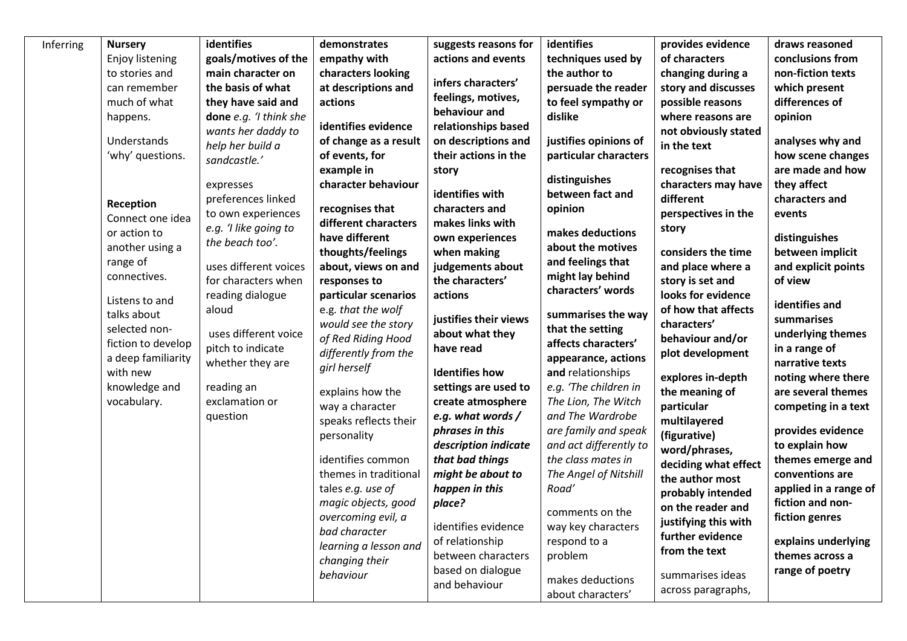| Inferring | **Nursery**<br>Enjoy listening to stories and can remember much of what happens.<br><br>Understands 'why' questions.<br><br>**Reception**<br>Connect one idea or action to another using a range of connectives.<br><br>Listens to and talks about selected non-fiction to develop a deep familiarity with new knowledge and vocabulary. | **identifies goals/motives of the main character on the basis of what they have said and done** *e.g. 'I think she wants her daddy to help her build a sandcastle.'*<br><br>expresses preferences linked to own experiences *e.g. 'I like going to the beach too'.*<br><br>uses different voices for characters when reading dialogue aloud<br><br>uses different voice pitch to indicate whether they are<br><br>reading an exclamation or question | **demonstrates empathy with characters looking at descriptions and actions**<br><br>**identifies evidence of change as a result of events, for example in character behaviour**<br><br>**recognises that different characters have different thoughts/feelings about, views on and responses to particular scenarios** e.g. *that the wolf would see the story of Red Riding Hood differently from the girl herself*<br><br>explains how the way a character speaks reflects their personality<br><br>identifies common themes in traditional tales *e.g. use of magic objects, good overcoming evil, a bad character learning a lesson and changing their behaviour* | **suggests reasons for actions and events**<br><br>**infers characters' feelings, motives, behaviour and relationships based on descriptions and their actions in the story**<br><br>**identifies with characters and makes links with own experiences when making judgements about the characters' actions**<br><br>**justifies their views about what they have read**<br><br>**Identifies how settings are used to create atmosphere** ***e.g. what words / phrases in this description indicate that bad things might be about to happen in this place?***<br><br>identifies evidence of relationship between characters based on dialogue and behaviour | **identifies techniques used by the author to persuade the reader to feel sympathy or dislike**<br><br>**justifies opinions of particular characters**<br><br>**distinguishes between fact and opinion**<br><br>**makes deductions about the motives and feelings that might lay behind characters' words**<br><br>**summarises the way that the setting affects characters' appearance, actions and** relationships *e.g. 'The children in The Lion, The Witch and The Wardrobe are family and speak and act differently to the class mates in The Angel of Nitshill Road'*<br><br>comments on the way key characters respond to a problem<br><br>makes deductions about characters' | **provides evidence of characters changing during a story and discusses possible reasons where reasons are not obviously stated in the text**<br><br>**recognises that characters may have different perspectives in the story**<br><br>**considers the time and place where a story is set and looks for evidence of how that affects characters' behaviour and/or plot development**<br><br>**explores in-depth the meaning of particular multilayered (figurative) word/phrases, deciding what effect the author most probably intended on the reader and justifying this with further evidence from the text**<br><br>summarises ideas across paragraphs, | **draws reasoned conclusions from non-fiction texts which present differences of opinion**<br><br>**analyses why and how scene changes are made and how they affect characters and events**<br><br>**distinguishes between implicit and explicit points of view**<br><br>**identifies and summarises underlying themes in a range of narrative texts noting where there are several themes competing in a text**<br><br>**provides evidence to explain how themes emerge and conventions are applied in a range of fiction and non-fiction genres**<br><br>**explains underlying themes across a range of poetry** |
|---|---|---|---|---|---|---|---|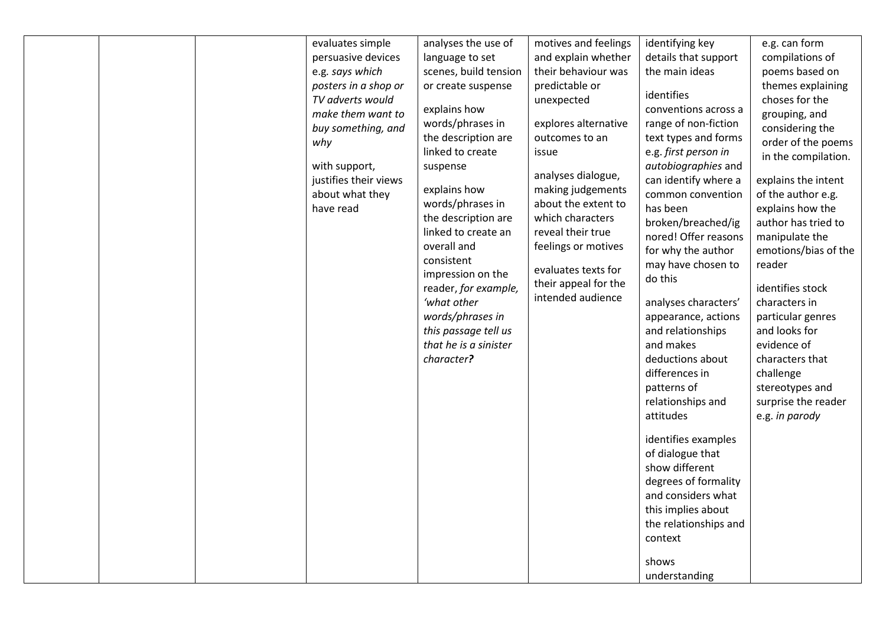| | | | | | | | |
|---|---|---|---|---|---|---|---|
| | | | evaluates simple persuasive devices e.g. *says which posters in a shop or TV adverts would make them want to buy something, and why*<br><br>with support, justifies their views about what they have read | analyses the use of language to set scenes, build tension or create suspense<br><br>explains how words/phrases in the description are linked to create suspense<br><br>explains how words/phrases in the description are linked to create an overall and consistent impression on the reader, *for example, 'what other words/phrases in this passage tell us that he is a sinister character**?*** | motives and feelings and explain whether their behaviour was predictable or unexpected<br><br>explores alternative outcomes to an issue<br><br>analyses dialogue, making judgements about the extent to which characters reveal their true feelings or motives<br><br>evaluates texts for their appeal for the intended audience | identifying key details that support the main ideas<br><br>identifies conventions across a range of non-fiction text types and forms e.g. *first person in autobiographies* and can identify where a common convention has been broken/breached/ignored! Offer reasons for why the author may have chosen to do this<br><br>analyses characters' appearance, actions and relationships and makes deductions about differences in patterns of relationships and attitudes<br><br>identifies examples of dialogue that show different degrees of formality and considers what this implies about the relationships and context<br><br>shows understanding | e.g. can form compilations of poems based on themes explaining choses for the grouping, and considering the order of the poems in the compilation.<br><br>explains the intent of the author e.g. explains how the author has tried to manipulate the emotions/bias of the reader<br><br>identifies stock characters in particular genres and looks for evidence of characters that challenge stereotypes and surprise the reader e.g. *in parody* |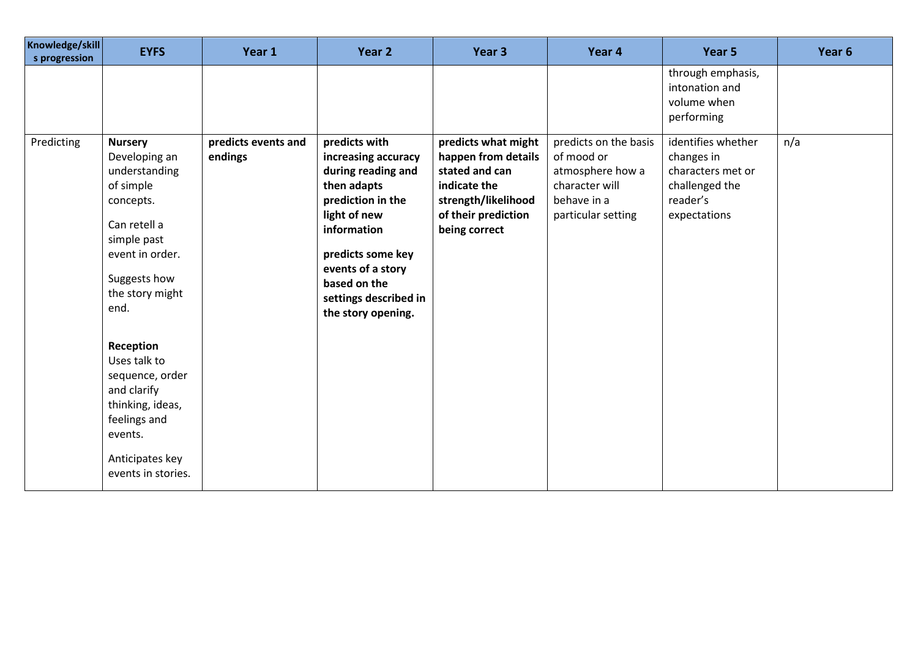| Knowledge/skills progression | EYFS | Year 1 | Year 2 | Year 3 | Year 4 | Year 5 | Year 6 |
|---|---|---|---|---|---|---|---|
| | | | | | | through emphasis, intonation and volume when performing | |
| Predicting | **Nursery** Developing an understanding of simple concepts. Can retell a simple past event in order. Suggests how the story might end. **Reception** Uses talk to sequence, order and clarify thinking, ideas, feelings and events. Anticipates key events in stories. | **predicts events and endings** | **predicts with increasing accuracy during reading and then adapts prediction in the light of new information** **predicts some key events of a story based on the settings described in the story opening.** | **predicts what might happen from details stated and can indicate the strength/likelihood of their prediction being correct** | predicts on the basis of mood or atmosphere how a character will behave in a particular setting | identifies whether changes in characters met or challenged the reader's expectations | n/a |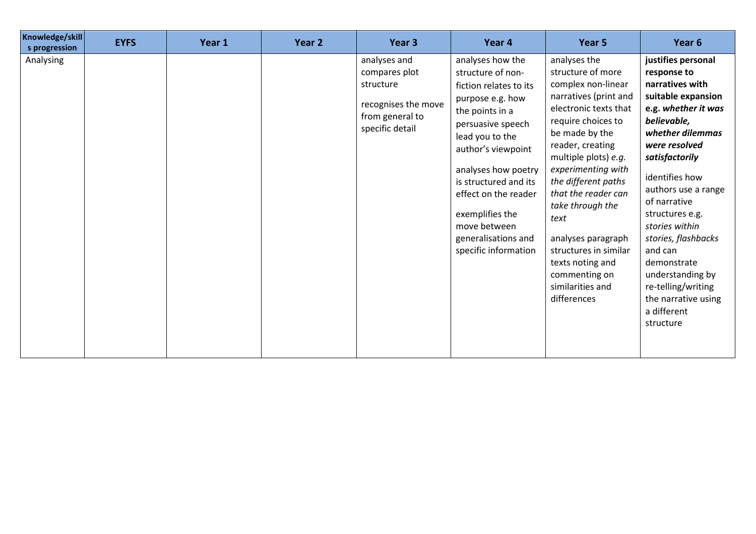| Knowledge/skills progression | EYFS | Year 1 | Year 2 | Year 3 | Year 4 | Year 5 | Year 6 |
|---|---|---|---|---|---|---|---|
| Analysing | | | | analyses and compares plot structure<br><br>recognises the move from general to specific detail | analyses how the structure of non-fiction relates to its purpose e.g. how the points in a persuasive speech lead you to the author's viewpoint<br><br>analyses how poetry is structured and its effect on the reader<br><br>exemplifies the move between generalisations and specific information | analyses the structure of more complex non-linear narratives (print and electronic texts that require choices to be made by the reader, creating multiple plots) *e.g. experimenting with the different paths that the reader can take through the text*<br><br>analyses paragraph structures in similar texts noting and commenting on similarities and differences | **justifies personal response to narratives with suitable expansion e.g. *whether it was believable, whether dilemmas were resolved satisfactorily***<br><br>identifies how authors use a range of narrative structures e.g. *stories within stories, flashbacks* and can demonstrate understanding by re-telling/writing the narrative using a different structure |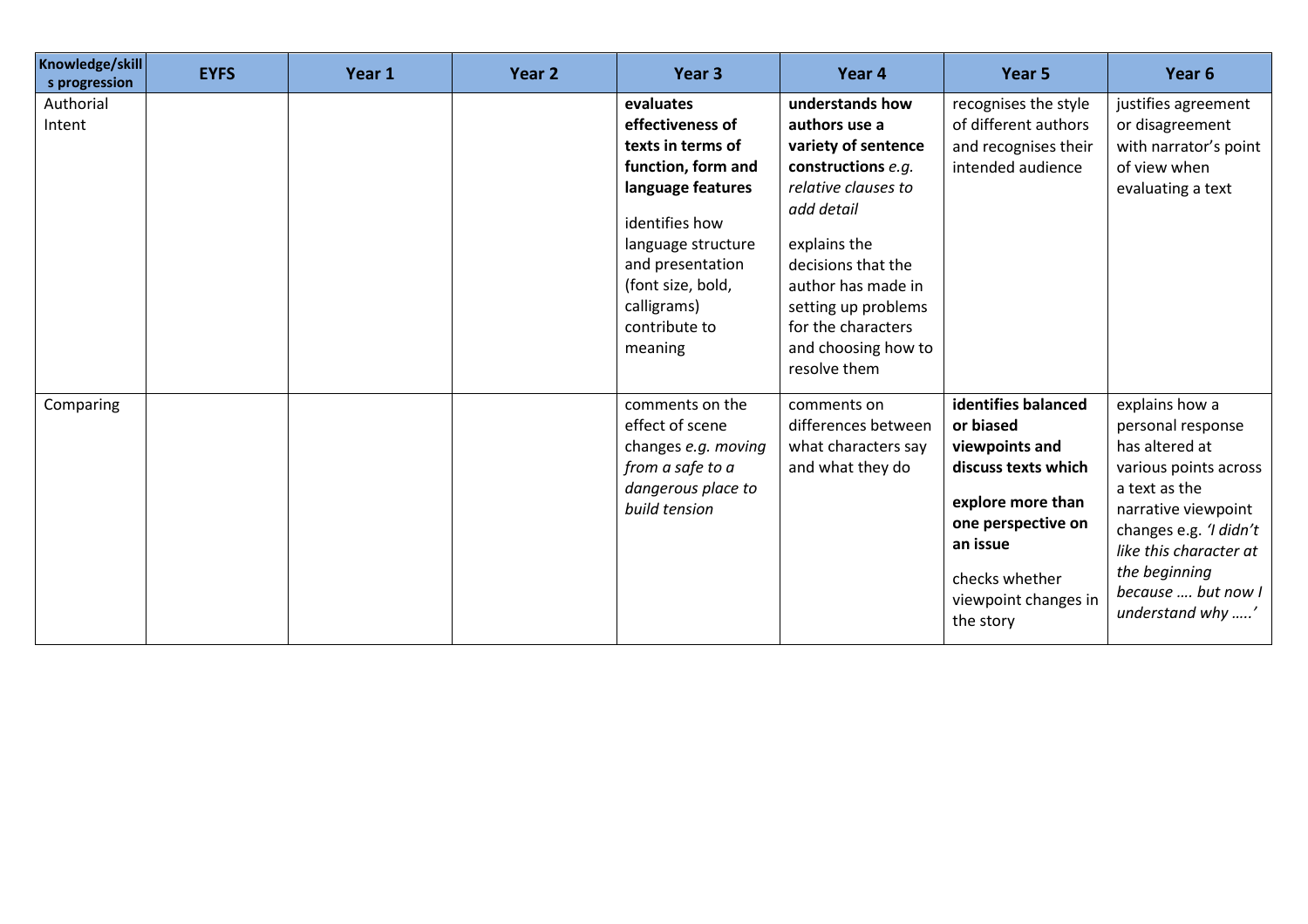| Knowledge/skills progression | EYFS | Year 1 | Year 2 | Year 3 | Year 4 | Year 5 | Year 6 |
|---|---|---|---|---|---|---|---|
| Authorial Intent | | | | **evaluates effectiveness of texts in terms of function, form and language features**<br><br>identifies how language structure and presentation (font size, bold, calligrams) contribute to meaning | **understands how authors use a variety of sentence constructions** *e.g. relative clauses to add detail*<br><br>explains the decisions that the author has made in setting up problems for the characters and choosing how to resolve them | recognises the style of different authors and recognises their intended audience | justifies agreement or disagreement with narrator's point of view when evaluating a text |
| Comparing | | | | comments on the effect of scene changes *e.g. moving from a safe to a dangerous place to build tension* | comments on differences between what characters say and what they do | **identifies balanced or biased viewpoints and discuss texts which**<br><br>**explore more than one perspective on an issue**<br><br>checks whether viewpoint changes in the story | explains how a personal response has altered at various points across a text as the narrative viewpoint changes e.g. *'I didn't like this character at the beginning because …. but now I understand why …..'* |